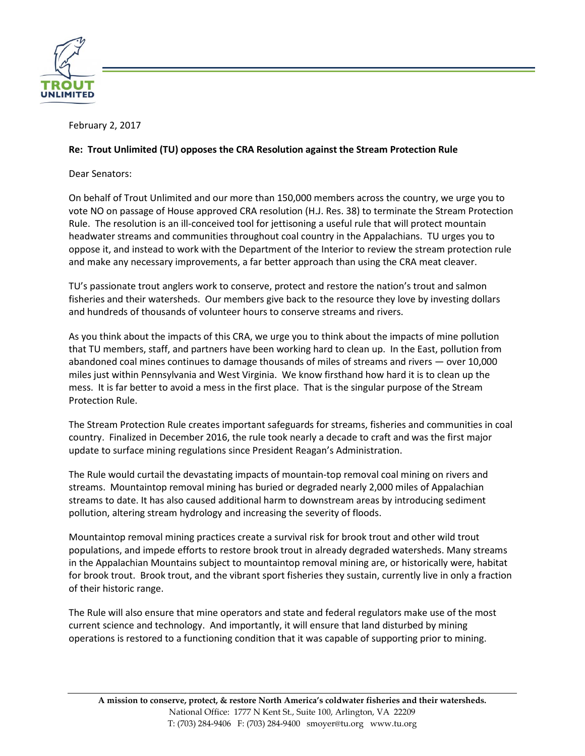February 2, 2017

**Re: Trout Unlimited (TU) opposes the CRA Resolution against the Stream Protection Rule**

Dear Senators:

On behalf of Trout Unlimited and our more than 150,000 members across the country, we urge you to vote NO on passage of House approved CRA resolution (H.J. Res. 38) to terminate the Stream Protection Rule. The resolution is an ill-conceived tool for jettisoning a useful rule that will protect mountain headwater streams and communities throughout coal country in the Appalachians. TU urges you to oppose it, and instead to work with the Department of the Interior to review the stream protection rule and make any necessary improvements, a far better approach than using the CRA meat cleaver.

TU's passionate trout anglers work to conserve, protect and restore the nation's trout and salmon fisheries and their watersheds. Our members give back to the resource they love by investing dollars and hundreds of thousands of volunteer hours to conserve streams and rivers.

As you think about the impacts of this CRA, we urge you to think about the impacts of mine pollution that TU members, staff, and partners have been working hard to clean up. In the East, pollution from abandoned coal mines continues to damage thousands of miles of streams and rivers — over 10,000 miles just within Pennsylvania and West Virginia. We know firsthand how hard it is to clean up the mess. It is far better to avoid a mess in the first place. That is the singular purpose of the Stream Protection Rule.

The Stream Protection Rule creates important safeguards for streams, fisheries and communities in coal country. Finalized in December 2016, the rule took nearly a decade to craft and was the first major update to surface mining regulations since President Reagan's Administration.

The Rule would curtail the devastating impacts of mountain-top removal coal mining on rivers and streams. Mountaintop removal mining has buried or degraded nearly 2,000 miles of Appalachian streams to date. It has also caused additional harm to downstream areas by introducing sediment pollution, altering stream hydrology and increasing the severity of floods.

Mountaintop removal mining practices create a survival risk for brook trout and other wild trout populations, and impede efforts to restore brook trout in already degraded watersheds. Many streams in the Appalachian Mountains subject to mountaintop removal mining are, or historically were, habitat for brook trout. Brook trout, and the vibrant sport fisheries they sustain, currently live in only a fraction of their historic range.

The Rule will also ensure that mine operators and state and federal regulators make use of the most current science and technology. And importantly, it will ensure that land disturbed by mining operations is restored to a functioning condition that it was capable of supporting prior to mining.

**A mission to conserve, protect, & restore North America's coldwater fisheries and their watersheds.**
National Office: 1777 N Kent St., Suite 100, Arlington, VA 22209
T: (703) 284-9406 F: (703) 284-9400 smoyer@tu.org www.tu.org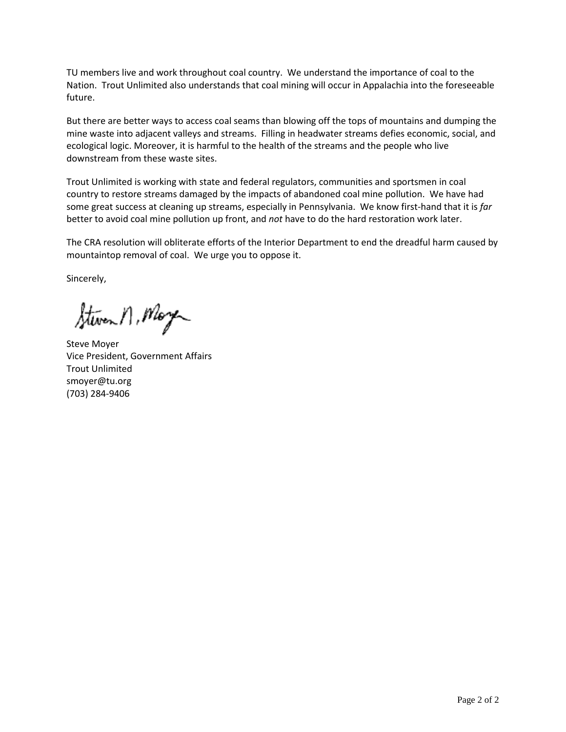TU members live and work throughout coal country. We understand the importance of coal to the Nation. Trout Unlimited also understands that coal mining will occur in Appalachia into the foreseeable future.

But there are better ways to access coal seams than blowing off the tops of mountains and dumping the mine waste into adjacent valleys and streams. Filling in headwater streams defies economic, social, and ecological logic. Moreover, it is harmful to the health of the streams and the people who live downstream from these waste sites.

Trout Unlimited is working with state and federal regulators, communities and sportsmen in coal country to restore streams damaged by the impacts of abandoned coal mine pollution. We have had some great success at cleaning up streams, especially in Pennsylvania. We know first-hand that it is *far* better to avoid coal mine pollution up front, and *not* have to do the hard restoration work later.

The CRA resolution will obliterate efforts of the Interior Department to end the dreadful harm caused by mountaintop removal of coal. We urge you to oppose it.

Sincerely,

Steven N. Moyer

Steve Moyer
Vice President, Government Affairs
Trout Unlimited
smoyer@tu.org
(703) 284-9406